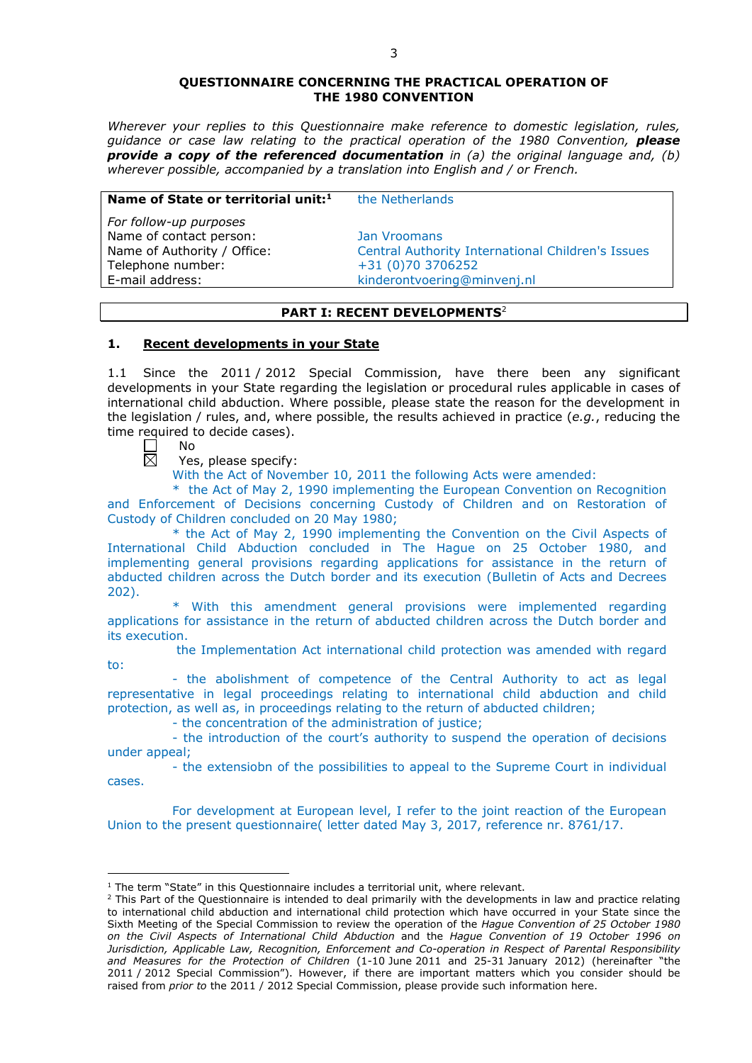# QUESTIONNAIRE CONCERNING THE PRACTICAL OPERATION OF THE 1980 CONVENTION

*Wherever your replies to this Questionnaire make reference to domestic legislation, rules, guidance or case law relating to the practical operation of the 1980 Convention,* ***please provide a copy of the referenced documentation*** *in (a) the original language and, (b) wherever possible, accompanied by a translation into English and / or French.*

| **Name of State or territorial unit:**[1] | the Netherlands |
|---|---|
| *For follow-up purposes* | |
| Name of contact person: | Jan Vroomans |
| Name of Authority / Office: | Central Authority International Children's Issues |
| Telephone number: | +31 (0)70 3706252 |
| E-mail address: | kinderontvoering@minvenj.nl |

## PART I: RECENT DEVELOPMENTS[2]

### 1. Recent developments in your State

1.1 Since the 2011 / 2012 Special Commission, have there been any significant developments in your State regarding the legislation or procedural rules applicable in cases of international child abduction. Where possible, please state the reason for the development in the legislation / rules, and, where possible, the results achieved in practice (*e.g.*, reducing the time required to decide cases).

☐ No

☒ Yes, please specify:

With the Act of November 10, 2011 the following Acts were amended:

* the Act of May 2, 1990 implementing the European Convention on Recognition and Enforcement of Decisions concerning Custody of Children and on Restoration of Custody of Children concluded on 20 May 1980;

* the Act of May 2, 1990 implementing the Convention on the Civil Aspects of International Child Abduction concluded in The Hague on 25 October 1980, and implementing general provisions regarding applications for assistance in the return of abducted children across the Dutch border and its execution (Bulletin of Acts and Decrees 202).

* With this amendment general provisions were implemented regarding applications for assistance in the return of abducted children across the Dutch border and its execution.

the Implementation Act international child protection was amended with regard to:

- the abolishment of competence of the Central Authority to act as legal representative in legal proceedings relating to international child abduction and child protection, as well as, in proceedings relating to the return of abducted children;

- the concentration of the administration of justice;

- the introduction of the court's authority to suspend the operation of decisions under appeal;

- the extensiobn of the possibilities to appeal to the Supreme Court in individual cases.

For development at European level, I refer to the joint reaction of the European Union to the present questionnaire( letter dated May 3, 2017, reference nr. 8761/17.

---

[1] The term "State" in this Questionnaire includes a territorial unit, where relevant.

[2] This Part of the Questionnaire is intended to deal primarily with the developments in law and practice relating to international child abduction and international child protection which have occurred in your State since the Sixth Meeting of the Special Commission to review the operation of the *Hague Convention of 25 October 1980 on the Civil Aspects of International Child Abduction* and the *Hague Convention of 19 October 1996 on Jurisdiction, Applicable Law, Recognition, Enforcement and Co-operation in Respect of Parental Responsibility and Measures for the Protection of Children* (1-10 June 2011 and 25-31 January 2012) (hereinafter "the 2011 / 2012 Special Commission"). However, if there are important matters which you consider should be raised from *prior to* the 2011 / 2012 Special Commission, please provide such information here.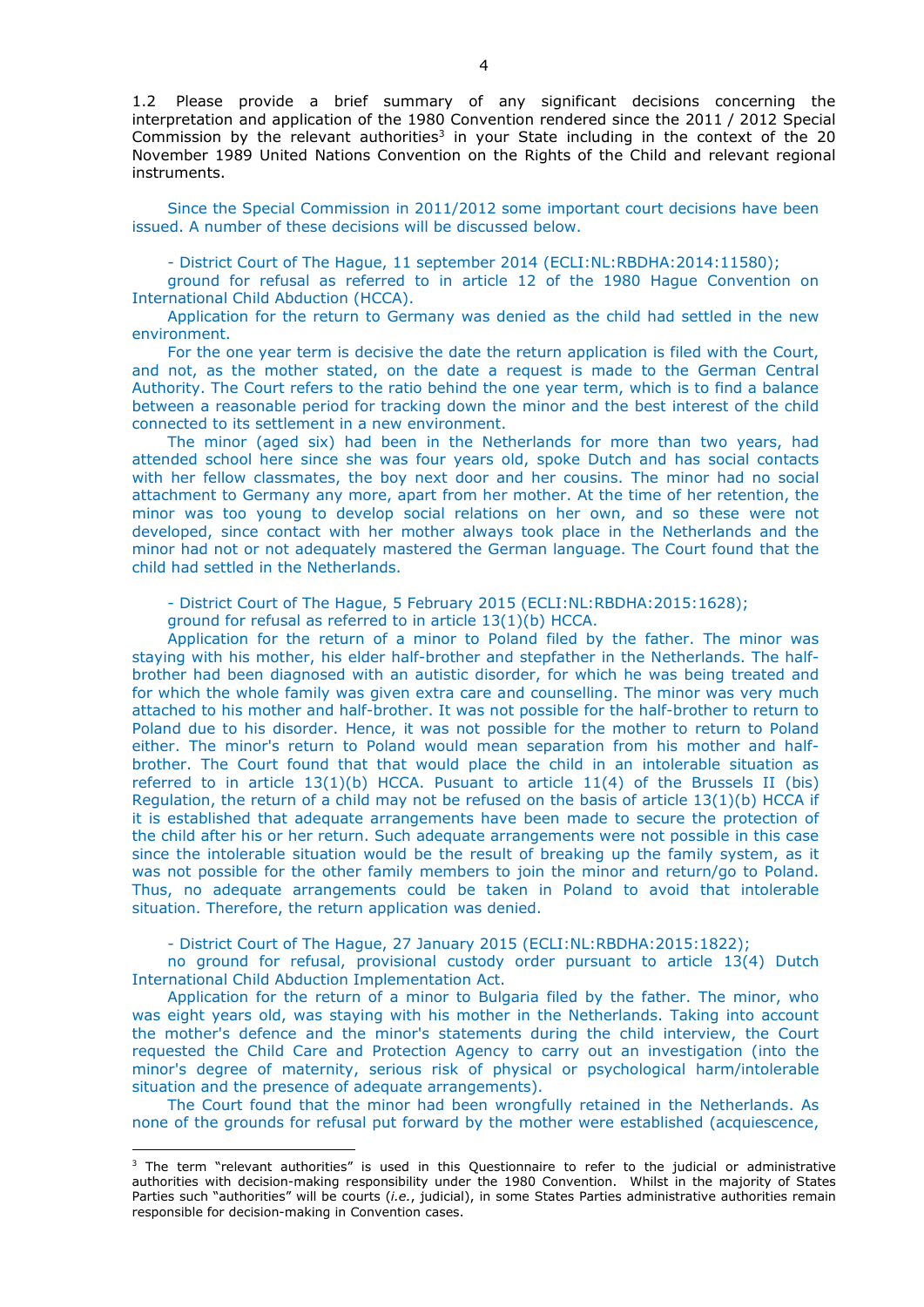1.2 Please provide a brief summary of any significant decisions concerning the interpretation and application of the 1980 Convention rendered since the 2011 / 2012 Special Commission by the relevant authorities[3] in your State including in the context of the 20 November 1989 United Nations Convention on the Rights of the Child and relevant regional instruments.

Since the Special Commission in 2011/2012 some important court decisions have been issued. A number of these decisions will be discussed below.

- District Court of The Hague, 11 september 2014 (ECLI:NL:RBDHA:2014:11580);

ground for refusal as referred to in article 12 of the 1980 Hague Convention on International Child Abduction (HCCA).

Application for the return to Germany was denied as the child had settled in the new environment.

For the one year term is decisive the date the return application is filed with the Court, and not, as the mother stated, on the date a request is made to the German Central Authority. The Court refers to the ratio behind the one year term, which is to find a balance between a reasonable period for tracking down the minor and the best interest of the child connected to its settlement in a new environment.

The minor (aged six) had been in the Netherlands for more than two years, had attended school here since she was four years old, spoke Dutch and has social contacts with her fellow classmates, the boy next door and her cousins. The minor had no social attachment to Germany any more, apart from her mother. At the time of her retention, the minor was too young to develop social relations on her own, and so these were not developed, since contact with her mother always took place in the Netherlands and the minor had not or not adequately mastered the German language. The Court found that the child had settled in the Netherlands.

- District Court of The Hague, 5 February 2015 (ECLI:NL:RBDHA:2015:1628);

ground for refusal as referred to in article 13(1)(b) HCCA.

Application for the return of a minor to Poland filed by the father. The minor was staying with his mother, his elder half-brother and stepfather in the Netherlands. The half-brother had been diagnosed with an autistic disorder, for which he was being treated and for which the whole family was given extra care and counselling. The minor was very much attached to his mother and half-brother. It was not possible for the half-brother to return to Poland due to his disorder. Hence, it was not possible for the mother to return to Poland either. The minor's return to Poland would mean separation from his mother and half-brother. The Court found that that would place the child in an intolerable situation as referred to in article 13(1)(b) HCCA. Pusuant to article 11(4) of the Brussels II (bis) Regulation, the return of a child may not be refused on the basis of article 13(1)(b) HCCA if it is established that adequate arrangements have been made to secure the protection of the child after his or her return. Such adequate arrangements were not possible in this case since the intolerable situation would be the result of breaking up the family system, as it was not possible for the other family members to join the minor and return/go to Poland. Thus, no adequate arrangements could be taken in Poland to avoid that intolerable situation. Therefore, the return application was denied.

- District Court of The Hague, 27 January 2015 (ECLI:NL:RBDHA:2015:1822);

no ground for refusal, provisional custody order pursuant to article 13(4) Dutch International Child Abduction Implementation Act.

Application for the return of a minor to Bulgaria filed by the father. The minor, who was eight years old, was staying with his mother in the Netherlands. Taking into account the mother's defence and the minor's statements during the child interview, the Court requested the Child Care and Protection Agency to carry out an investigation (into the minor's degree of maternity, serious risk of physical or psychological harm/intolerable situation and the presence of adequate arrangements).

The Court found that the minor had been wrongfully retained in the Netherlands. As none of the grounds for refusal put forward by the mother were established (acquiescence,

[3] The term "relevant authorities" is used in this Questionnaire to refer to the judicial or administrative authorities with decision-making responsibility under the 1980 Convention. Whilst in the majority of States Parties such "authorities" will be courts (*i.e.*, judicial), in some States Parties administrative authorities remain responsible for decision-making in Convention cases.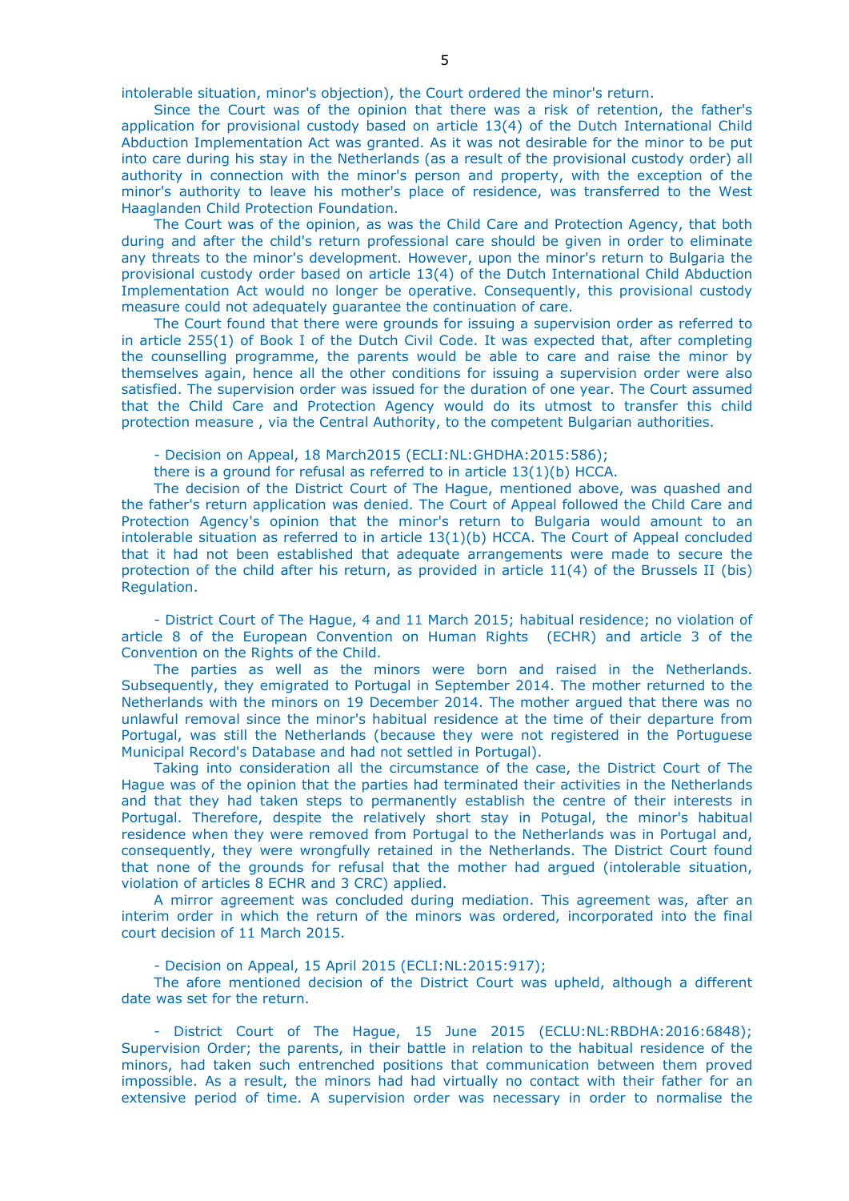intolerable situation, minor's objection), the Court ordered the minor's return.

Since the Court was of the opinion that there was a risk of retention, the father's application for provisional custody based on article 13(4) of the Dutch International Child Abduction Implementation Act was granted. As it was not desirable for the minor to be put into care during his stay in the Netherlands (as a result of the provisional custody order) all authority in connection with the minor's person and property, with the exception of the minor's authority to leave his mother's place of residence, was transferred to the West Haaglanden Child Protection Foundation.

The Court was of the opinion, as was the Child Care and Protection Agency, that both during and after the child's return professional care should be given in order to eliminate any threats to the minor's development. However, upon the minor's return to Bulgaria the provisional custody order based on article 13(4) of the Dutch International Child Abduction Implementation Act would no longer be operative. Consequently, this provisional custody measure could not adequately guarantee the continuation of care.

The Court found that there were grounds for issuing a supervision order as referred to in article 255(1) of Book I of the Dutch Civil Code. It was expected that, after completing the counselling programme, the parents would be able to care and raise the minor by themselves again, hence all the other conditions for issuing a supervision order were also satisfied. The supervision order was issued for the duration of one year. The Court assumed that the Child Care and Protection Agency would do its utmost to transfer this child protection measure , via the Central Authority, to the competent Bulgarian authorities.

- Decision on Appeal, 18 March2015 (ECLI:NL:GHDHA:2015:586);

there is a ground for refusal as referred to in article 13(1)(b) HCCA.

The decision of the District Court of The Hague, mentioned above, was quashed and the father's return application was denied. The Court of Appeal followed the Child Care and Protection Agency's opinion that the minor's return to Bulgaria would amount to an intolerable situation as referred to in article 13(1)(b) HCCA. The Court of Appeal concluded that it had not been established that adequate arrangements were made to secure the protection of the child after his return, as provided in article 11(4) of the Brussels II (bis) Regulation.

- District Court of The Hague, 4 and 11 March 2015; habitual residence; no violation of article 8 of the European Convention on Human Rights (ECHR) and article 3 of the Convention on the Rights of the Child.

The parties as well as the minors were born and raised in the Netherlands. Subsequently, they emigrated to Portugal in September 2014. The mother returned to the Netherlands with the minors on 19 December 2014. The mother argued that there was no unlawful removal since the minor's habitual residence at the time of their departure from Portugal, was still the Netherlands (because they were not registered in the Portuguese Municipal Record's Database and had not settled in Portugal).

Taking into consideration all the circumstance of the case, the District Court of The Hague was of the opinion that the parties had terminated their activities in the Netherlands and that they had taken steps to permanently establish the centre of their interests in Portugal. Therefore, despite the relatively short stay in Potugal, the minor's habitual residence when they were removed from Portugal to the Netherlands was in Portugal and, consequently, they were wrongfully retained in the Netherlands. The District Court found that none of the grounds for refusal that the mother had argued (intolerable situation, violation of articles 8 ECHR and 3 CRC) applied.

A mirror agreement was concluded during mediation. This agreement was, after an interim order in which the return of the minors was ordered, incorporated into the final court decision of 11 March 2015.

- Decision on Appeal, 15 April 2015 (ECLI:NL:2015:917);

The afore mentioned decision of the District Court was upheld, although a different date was set for the return.

- District Court of The Hague, 15 June 2015 (ECLU:NL:RBDHA:2016:6848); Supervision Order; the parents, in their battle in relation to the habitual residence of the minors, had taken such entrenched positions that communication between them proved impossible. As a result, the minors had had virtually no contact with their father for an extensive period of time. A supervision order was necessary in order to normalise the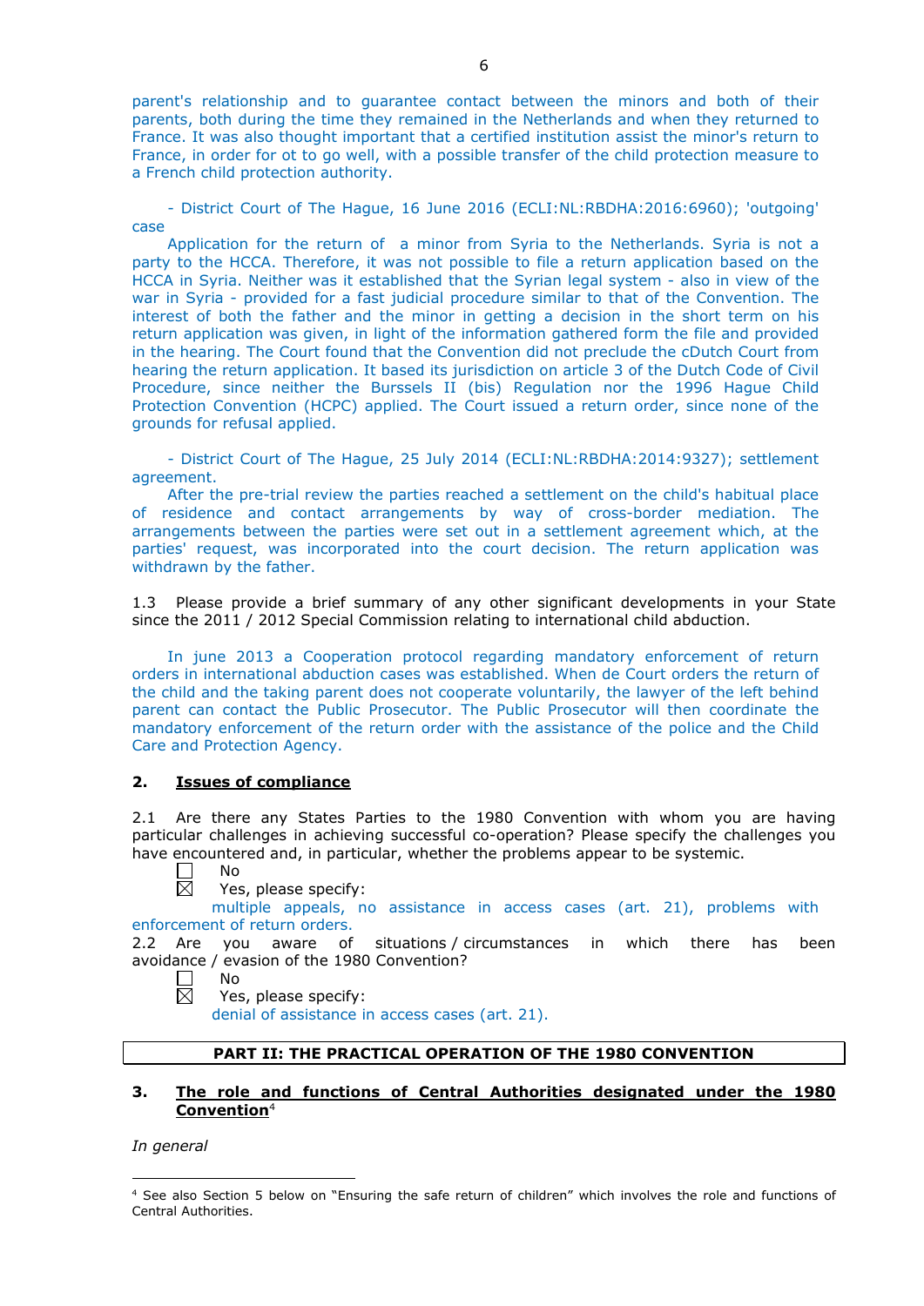parent's relationship and to guarantee contact between the minors and both of their parents, both during the time they remained in the Netherlands and when they returned to France. It was also thought important that a certified institution assist the minor's return to France, in order for ot to go well, with a possible transfer of the child protection measure to a French child protection authority.

- District Court of The Hague, 16 June 2016 (ECLI:NL:RBDHA:2016:6960); 'outgoing' case

Application for the return of a minor from Syria to the Netherlands. Syria is not a party to the HCCA. Therefore, it was not possible to file a return application based on the HCCA in Syria. Neither was it established that the Syrian legal system - also in view of the war in Syria - provided for a fast judicial procedure similar to that of the Convention. The interest of both the father and the minor in getting a decision in the short term on his return application was given, in light of the information gathered form the file and provided in the hearing. The Court found that the Convention did not preclude the cDutch Court from hearing the return application. It based its jurisdiction on article 3 of the Dutch Code of Civil Procedure, since neither the Burssels II (bis) Regulation nor the 1996 Hague Child Protection Convention (HCPC) applied. The Court issued a return order, since none of the grounds for refusal applied.

- District Court of The Hague, 25 July 2014 (ECLI:NL:RBDHA:2014:9327); settlement agreement.

After the pre-trial review the parties reached a settlement on the child's habitual place of residence and contact arrangements by way of cross-border mediation. The arrangements between the parties were set out in a settlement agreement which, at the parties' request, was incorporated into the court decision. The return application was withdrawn by the father.

1.3 Please provide a brief summary of any other significant developments in your State since the 2011 / 2012 Special Commission relating to international child abduction.

In june 2013 a Cooperation protocol regarding mandatory enforcement of return orders in international abduction cases was established. When de Court orders the return of the child and the taking parent does not cooperate voluntarily, the lawyer of the left behind parent can contact the Public Prosecutor. The Public Prosecutor will then coordinate the mandatory enforcement of the return order with the assistance of the police and the Child Care and Protection Agency.

## 2. Issues of compliance

2.1 Are there any States Parties to the 1980 Convention with whom you are having particular challenges in achieving successful co-operation? Please specify the challenges you have encountered and, in particular, whether the problems appear to be systemic.

- ☐ No
- ☒ Yes, please specify:

multiple appeals, no assistance in access cases (art. 21), problems with enforcement of return orders.

2.2 Are you aware of situations / circumstances in which there has been avoidance / evasion of the 1980 Convention?

- ☐ No
- ☒ Yes, please specify:

denial of assistance in access cases (art. 21).

## PART II: THE PRACTICAL OPERATION OF THE 1980 CONVENTION

### 3. The role and functions of Central Authorities designated under the 1980 Convention[4]

*In general*

[4] See also Section 5 below on "Ensuring the safe return of children" which involves the role and functions of Central Authorities.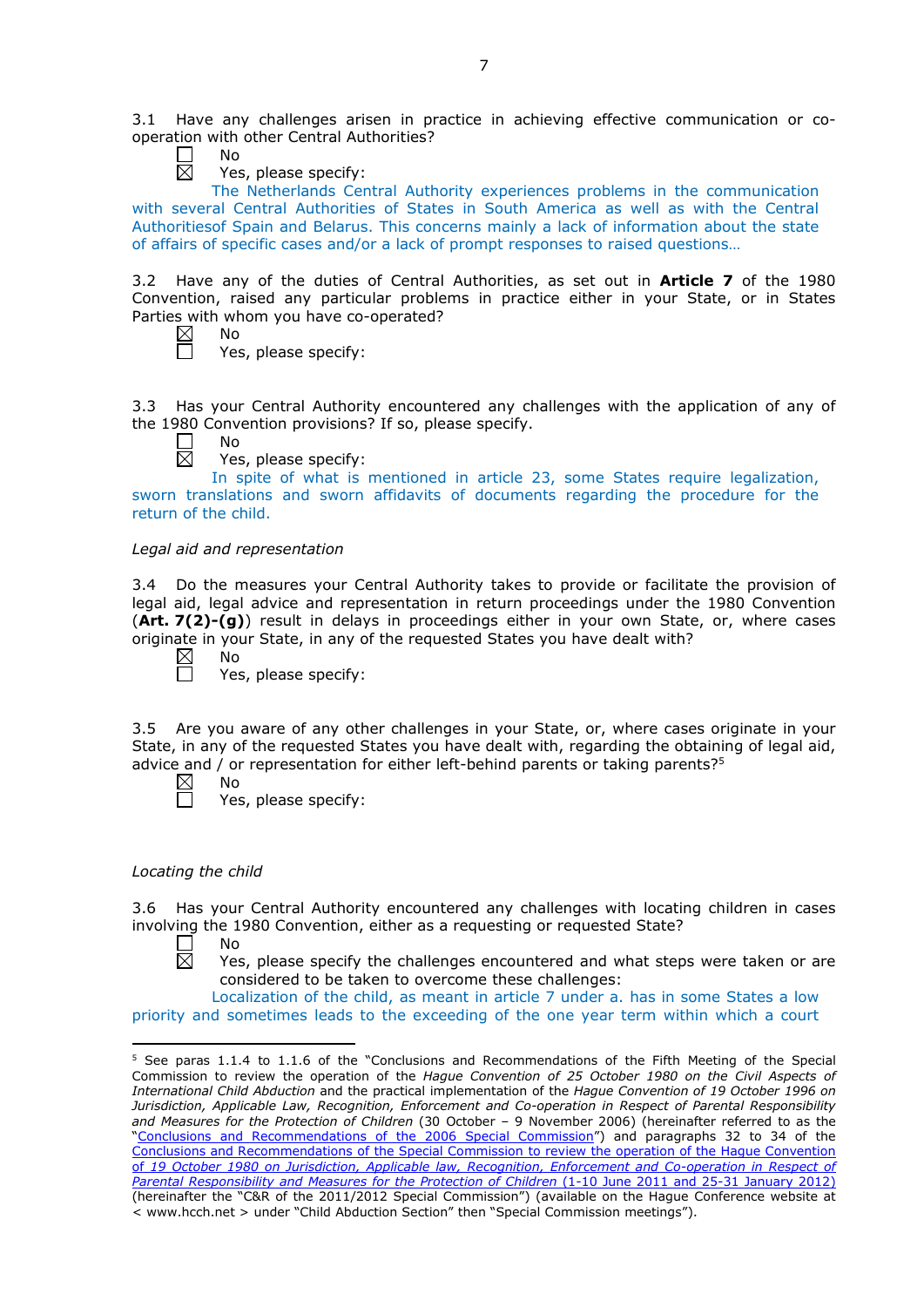3.1 Have any challenges arisen in practice in achieving effective communication or co-operation with other Central Authorities?

☐ No
☒ Yes, please specify:

The Netherlands Central Authority experiences problems in the communication with several Central Authorities of States in South America as well as with the Central Authoritiesof Spain and Belarus. This concerns mainly a lack of information about the state of affairs of specific cases and/or a lack of prompt responses to raised questions…

3.2 Have any of the duties of Central Authorities, as set out in **Article 7** of the 1980 Convention, raised any particular problems in practice either in your State, or in States Parties with whom you have co-operated?

☒ No
☐ Yes, please specify:

3.3 Has your Central Authority encountered any challenges with the application of any of the 1980 Convention provisions? If so, please specify.

☐ No
☒ Yes, please specify:

In spite of what is mentioned in article 23, some States require legalization, sworn translations and sworn affidavits of documents regarding the procedure for the return of the child.

*Legal aid and representation*

3.4 Do the measures your Central Authority takes to provide or facilitate the provision of legal aid, legal advice and representation in return proceedings under the 1980 Convention (**Art. 7(2)-(g)**) result in delays in proceedings either in your own State, or, where cases originate in your State, in any of the requested States you have dealt with?

☒ No
☐ Yes, please specify:

3.5 Are you aware of any other challenges in your State, or, where cases originate in your State, in any of the requested States you have dealt with, regarding the obtaining of legal aid, advice and / or representation for either left-behind parents or taking parents?[5]

☒ No
☐ Yes, please specify:

*Locating the child*

3.6 Has your Central Authority encountered any challenges with locating children in cases involving the 1980 Convention, either as a requesting or requested State?

☐ No
☒ Yes, please specify the challenges encountered and what steps were taken or are considered to be taken to overcome these challenges:

Localization of the child, as meant in article 7 under a. has in some States a low priority and sometimes leads to the exceeding of the one year term within which a court

---

[5] See paras 1.1.4 to 1.1.6 of the "Conclusions and Recommendations of the Fifth Meeting of the Special Commission to review the operation of the *Hague Convention of 25 October 1980 on the Civil Aspects of International Child Abduction* and the practical implementation of the *Hague Convention of 19 October 1996 on Jurisdiction, Applicable Law, Recognition, Enforcement and Co-operation in Respect of Parental Responsibility and Measures for the Protection of Children* (30 October – 9 November 2006) (hereinafter referred to as the "Conclusions and Recommendations of the 2006 Special Commission") and paragraphs 32 to 34 of the Conclusions and Recommendations of the Special Commission to review the operation of the Hague Convention of 19 October 1980 on Jurisdiction, Applicable law, Recognition, Enforcement and Co-operation in Respect of Parental Responsibility and Measures for the Protection of Children (1-10 June 2011 and 25-31 January 2012) (hereinafter the "C&R of the 2011/2012 Special Commission") (available on the Hague Conference website at < www.hcch.net > under "Child Abduction Section" then "Special Commission meetings").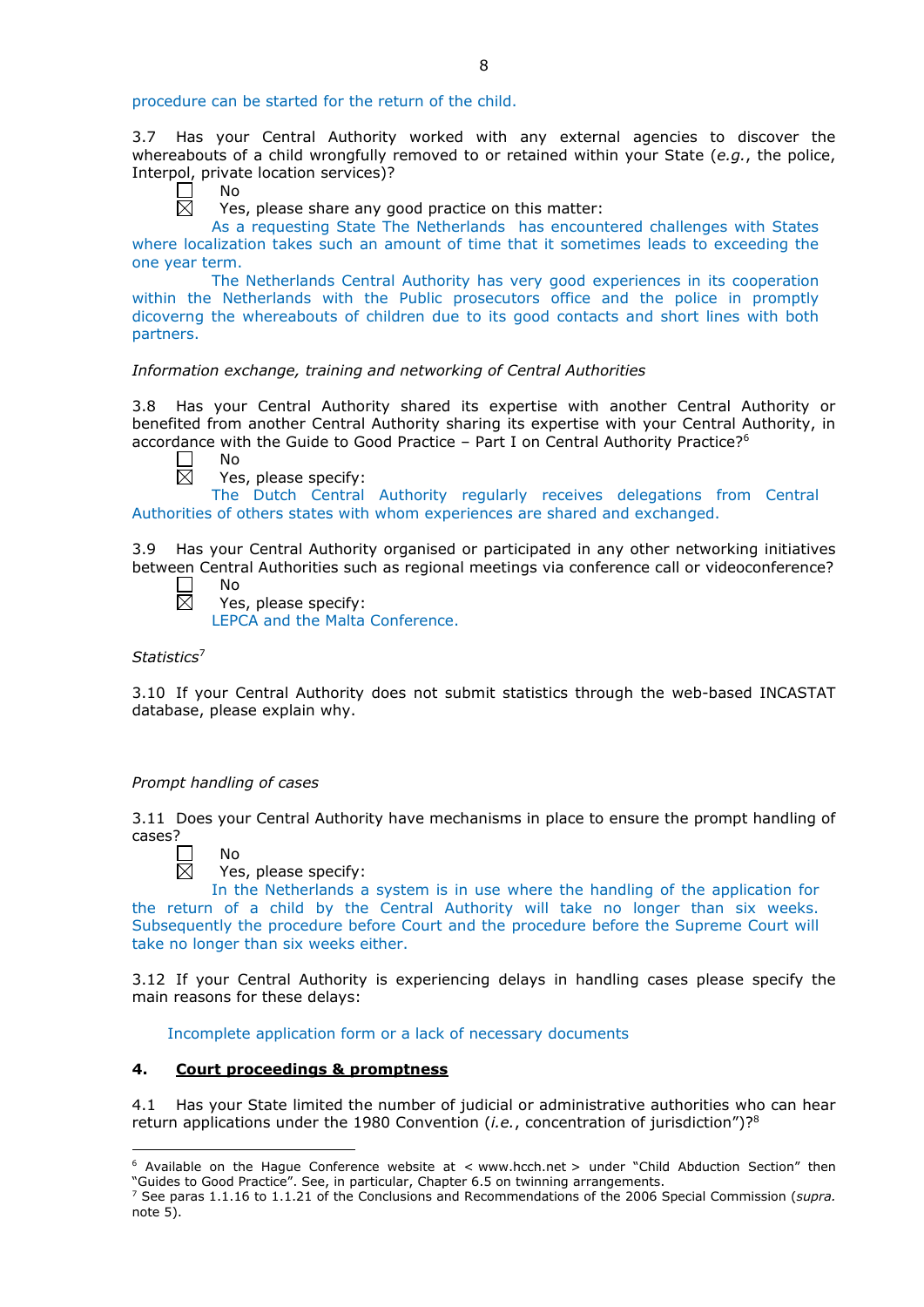procedure can be started for the return of the child.

3.7 Has your Central Authority worked with any external agencies to discover the whereabouts of a child wrongfully removed to or retained within your State (*e.g.*, the police, Interpol, private location services)?

☐ No
☒ Yes, please share any good practice on this matter:

As a requesting State The Netherlands has encountered challenges with States where localization takes such an amount of time that it sometimes leads to exceeding the one year term.

The Netherlands Central Authority has very good experiences in its cooperation within the Netherlands with the Public prosecutors office and the police in promptly dicoverng the whereabouts of children due to its good contacts and short lines with both partners.

*Information exchange, training and networking of Central Authorities*

3.8 Has your Central Authority shared its expertise with another Central Authority or benefited from another Central Authority sharing its expertise with your Central Authority, in accordance with the Guide to Good Practice – Part I on Central Authority Practice?[6]

☐ No
☒ Yes, please specify:

The Dutch Central Authority regularly receives delegations from Central Authorities of others states with whom experiences are shared and exchanged.

3.9 Has your Central Authority organised or participated in any other networking initiatives between Central Authorities such as regional meetings via conference call or videoconference?

☐ No
☒ Yes, please specify:

LEPCA and the Malta Conference.

*Statistics*[7]

3.10 If your Central Authority does not submit statistics through the web-based INCASTAT database, please explain why.

*Prompt handling of cases*

3.11 Does your Central Authority have mechanisms in place to ensure the prompt handling of cases?

☐ No
☒ Yes, please specify:

In the Netherlands a system is in use where the handling of the application for the return of a child by the Central Authority will take no longer than six weeks. Subsequently the procedure before Court and the procedure before the Supreme Court will take no longer than six weeks either.

3.12 If your Central Authority is experiencing delays in handling cases please specify the main reasons for these delays:

Incomplete application form or a lack of necessary documents

## 4. **Court proceedings & promptness**

4.1 Has your State limited the number of judicial or administrative authorities who can hear return applications under the 1980 Convention (*i.e.*, concentration of jurisdiction")?[8]

---

[6] Available on the Hague Conference website at < www.hcch.net > under "Child Abduction Section" then "Guides to Good Practice". See, in particular, Chapter 6.5 on twinning arrangements.

[7] See paras 1.1.16 to 1.1.21 of the Conclusions and Recommendations of the 2006 Special Commission (*supra.* note 5).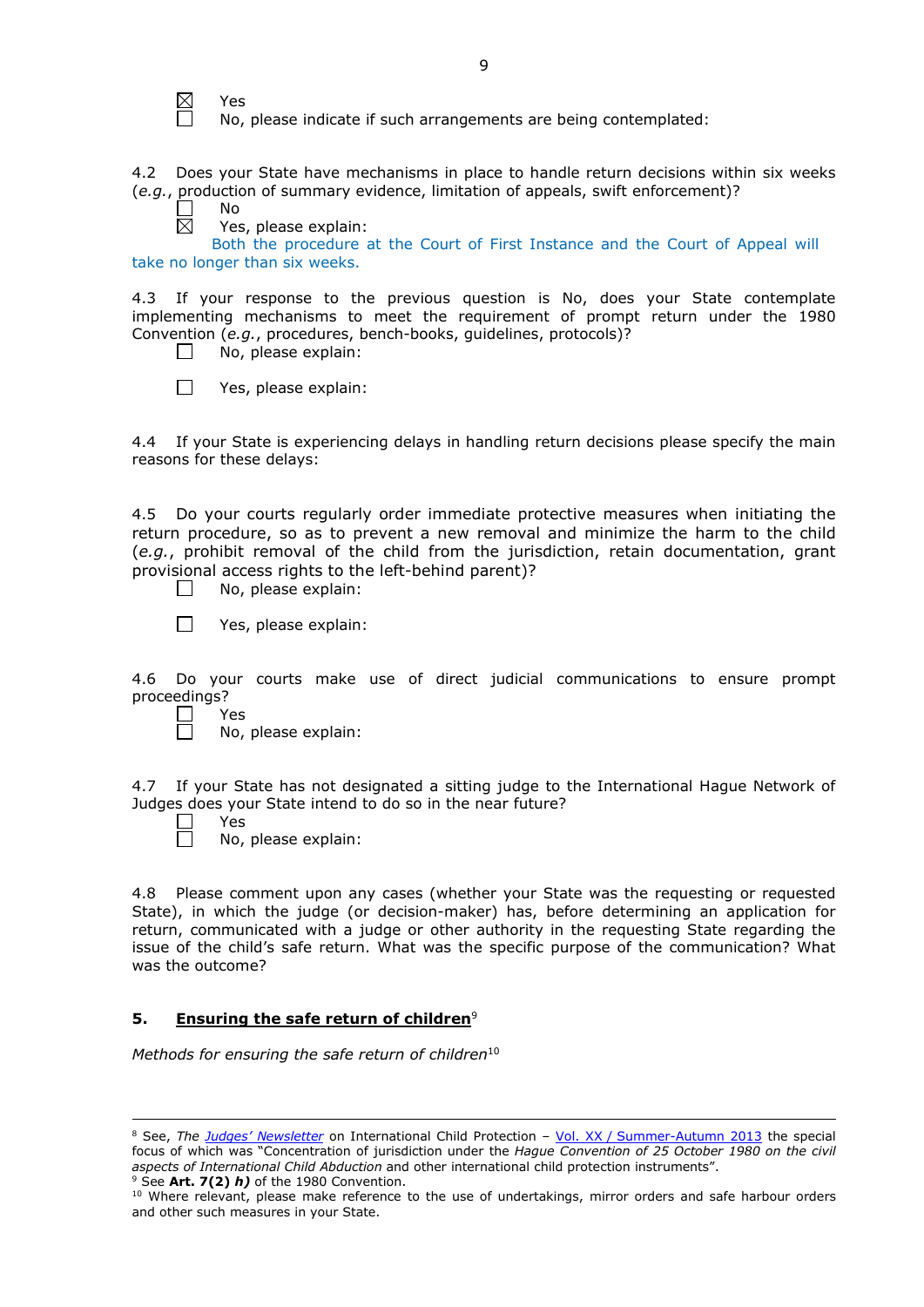☒ Yes
☐ No, please indicate if such arrangements are being contemplated:

4.2 Does your State have mechanisms in place to handle return decisions within six weeks (*e.g.*, production of summary evidence, limitation of appeals, swift enforcement)?

☐ No
☒ Yes, please explain:
Both the procedure at the Court of First Instance and the Court of Appeal will take no longer than six weeks.

4.3 If your response to the previous question is No, does your State contemplate implementing mechanisms to meet the requirement of prompt return under the 1980 Convention (*e.g.*, procedures, bench-books, guidelines, protocols)?

☐ No, please explain:

☐ Yes, please explain:

4.4 If your State is experiencing delays in handling return decisions please specify the main reasons for these delays:

4.5 Do your courts regularly order immediate protective measures when initiating the return procedure, so as to prevent a new removal and minimize the harm to the child (*e.g.*, prohibit removal of the child from the jurisdiction, retain documentation, grant provisional access rights to the left-behind parent)?

☐ No, please explain:

☐ Yes, please explain:

4.6 Do your courts make use of direct judicial communications to ensure prompt proceedings?

☐ Yes
☐ No, please explain:

4.7 If your State has not designated a sitting judge to the International Hague Network of Judges does your State intend to do so in the near future?

☐ Yes
☐ No, please explain:

4.8 Please comment upon any cases (whether your State was the requesting or requested State), in which the judge (or decision-maker) has, before determining an application for return, communicated with a judge or other authority in the requesting State regarding the issue of the child's safe return. What was the specific purpose of the communication? What was the outcome?

## 5. Ensuring the safe return of children[9]

*Methods for ensuring the safe return of children*[10]

---

[8] See, *The Judges' Newsletter* on International Child Protection – Vol. XX / Summer-Autumn 2013 the special focus of which was "Concentration of jurisdiction under the *Hague Convention of 25 October 1980 on the civil aspects of International Child Abduction* and other international child protection instruments".

[9] See **Art. 7(2)** ***h)*** of the 1980 Convention.

[10] Where relevant, please make reference to the use of undertakings, mirror orders and safe harbour orders and other such measures in your State.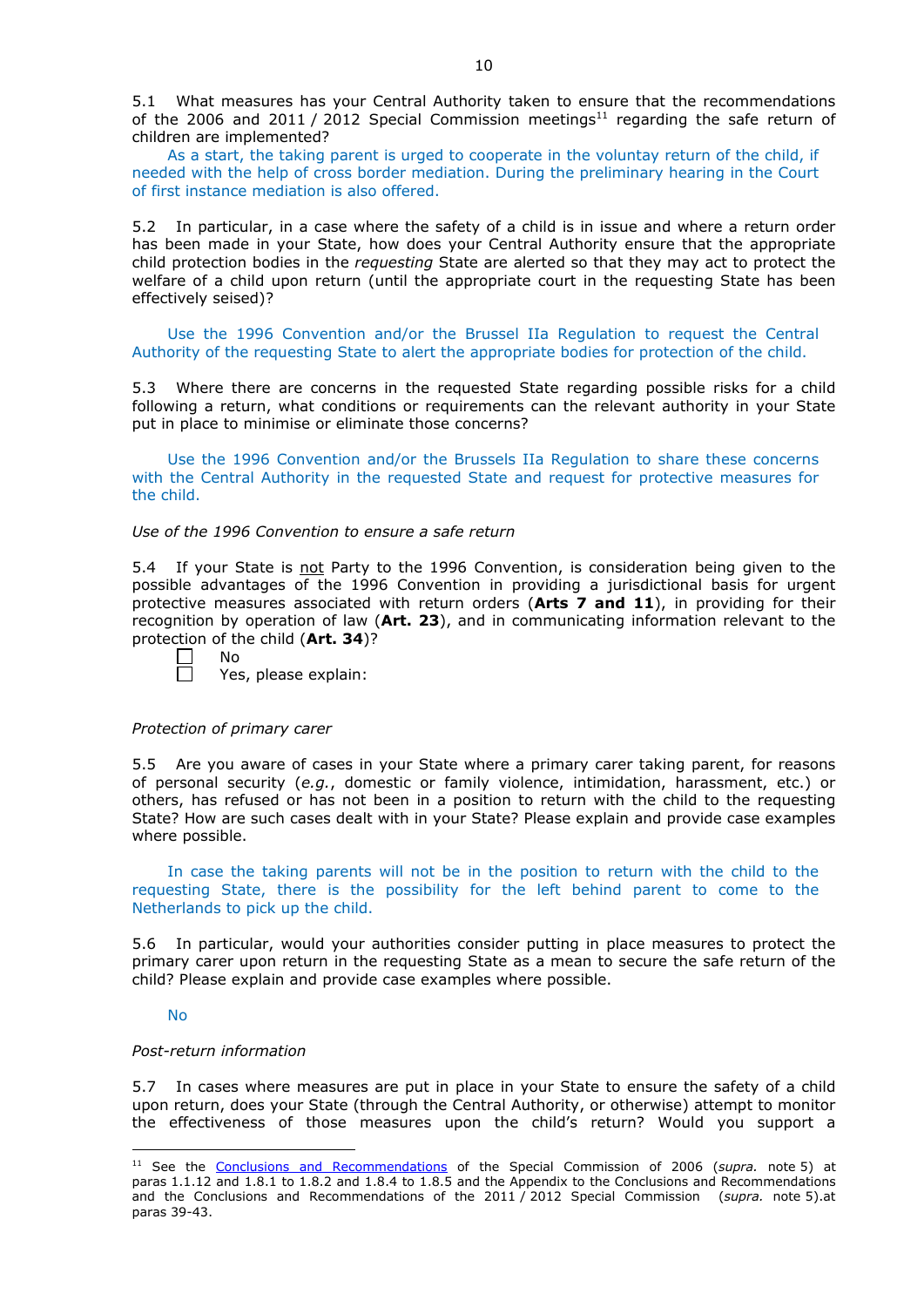5.1 What measures has your Central Authority taken to ensure that the recommendations of the 2006 and 2011 / 2012 Special Commission meetings[11] regarding the safe return of children are implemented?

As a start, the taking parent is urged to cooperate in the voluntay return of the child, if needed with the help of cross border mediation. During the preliminary hearing in the Court of first instance mediation is also offered.

5.2 In particular, in a case where the safety of a child is in issue and where a return order has been made in your State, how does your Central Authority ensure that the appropriate child protection bodies in the *requesting* State are alerted so that they may act to protect the welfare of a child upon return (until the appropriate court in the requesting State has been effectively seised)?

Use the 1996 Convention and/or the Brussel IIa Regulation to request the Central Authority of the requesting State to alert the appropriate bodies for protection of the child.

5.3 Where there are concerns in the requested State regarding possible risks for a child following a return, what conditions or requirements can the relevant authority in your State put in place to minimise or eliminate those concerns?

Use the 1996 Convention and/or the Brussels IIa Regulation to share these concerns with the Central Authority in the requested State and request for protective measures for the child.

*Use of the 1996 Convention to ensure a safe return*

5.4 If your State is not Party to the 1996 Convention, is consideration being given to the possible advantages of the 1996 Convention in providing a jurisdictional basis for urgent protective measures associated with return orders (**Arts 7 and 11**), in providing for their recognition by operation of law (**Art. 23**), and in communicating information relevant to the protection of the child (**Art. 34**)?

☐ No
☐ Yes, please explain:

*Protection of primary carer*

5.5 Are you aware of cases in your State where a primary carer taking parent, for reasons of personal security (*e.g.*, domestic or family violence, intimidation, harassment, etc.) or others, has refused or has not been in a position to return with the child to the requesting State? How are such cases dealt with in your State? Please explain and provide case examples where possible.

In case the taking parents will not be in the position to return with the child to the requesting State, there is the possibility for the left behind parent to come to the Netherlands to pick up the child.

5.6 In particular, would your authorities consider putting in place measures to protect the primary carer upon return in the requesting State as a mean to secure the safe return of the child? Please explain and provide case examples where possible.

No

*Post-return information*

5.7 In cases where measures are put in place in your State to ensure the safety of a child upon return, does your State (through the Central Authority, or otherwise) attempt to monitor the effectiveness of those measures upon the child's return? Would you support a

[11] See the Conclusions and Recommendations of the Special Commission of 2006 (*supra.* note 5) at paras 1.1.12 and 1.8.1 to 1.8.2 and 1.8.4 to 1.8.5 and the Appendix to the Conclusions and Recommendations and the Conclusions and Recommendations of the 2011 / 2012 Special Commission (*supra.* note 5).at paras 39-43.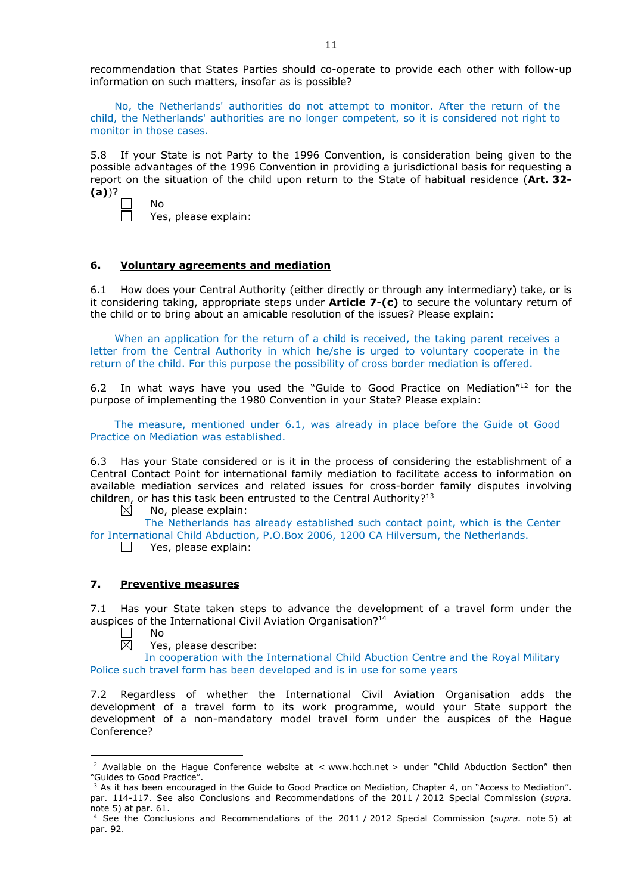recommendation that States Parties should co-operate to provide each other with follow-up information on such matters, insofar as is possible?

No, the Netherlands' authorities do not attempt to monitor. After the return of the child, the Netherlands' authorities are no longer competent, so it is considered not right to monitor in those cases.

5.8 If your State is not Party to the 1996 Convention, is consideration being given to the possible advantages of the 1996 Convention in providing a jurisdictional basis for requesting a report on the situation of the child upon return to the State of habitual residence (**Art. 32-(a)**)?

☐ No
☐ Yes, please explain:

## 6. Voluntary agreements and mediation

6.1 How does your Central Authority (either directly or through any intermediary) take, or is it considering taking, appropriate steps under **Article 7-(c)** to secure the voluntary return of the child or to bring about an amicable resolution of the issues? Please explain:

When an application for the return of a child is received, the taking parent receives a letter from the Central Authority in which he/she is urged to voluntary cooperate in the return of the child. For this purpose the possibility of cross border mediation is offered.

6.2 In what ways have you used the "Guide to Good Practice on Mediation"[12] for the purpose of implementing the 1980 Convention in your State? Please explain:

The measure, mentioned under 6.1, was already in place before the Guide ot Good Practice on Mediation was established.

6.3 Has your State considered or is it in the process of considering the establishment of a Central Contact Point for international family mediation to facilitate access to information on available mediation services and related issues for cross-border family disputes involving children, or has this task been entrusted to the Central Authority?[13]

☒ No, please explain:
The Netherlands has already established such contact point, which is the Center for International Child Abduction, P.O.Box 2006, 1200 CA Hilversum, the Netherlands.
☐ Yes, please explain:

## 7. Preventive measures

7.1 Has your State taken steps to advance the development of a travel form under the auspices of the International Civil Aviation Organisation?[14]

☐ No
☒ Yes, please describe:
In cooperation with the International Child Abuction Centre and the Royal Military Police such travel form has been developed and is in use for some years

7.2 Regardless of whether the International Civil Aviation Organisation adds the development of a travel form to its work programme, would your State support the development of a non-mandatory model travel form under the auspices of the Hague Conference?

---

[12] Available on the Hague Conference website at < www.hcch.net > under "Child Abduction Section" then "Guides to Good Practice".

[13] As it has been encouraged in the Guide to Good Practice on Mediation, Chapter 4, on "Access to Mediation". par. 114-117. See also Conclusions and Recommendations of the 2011 / 2012 Special Commission (*supra.* note 5) at par. 61.

[14] See the Conclusions and Recommendations of the 2011 / 2012 Special Commission (*supra.* note 5) at par. 92.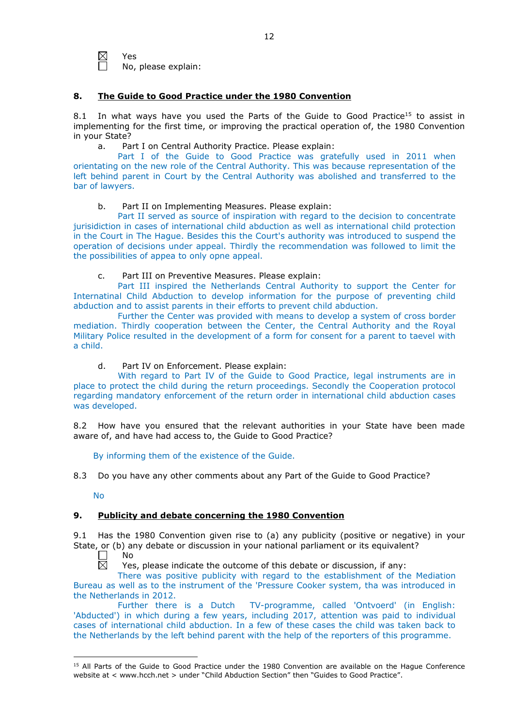☒ Yes
☐ No, please explain:

## 8. The Guide to Good Practice under the 1980 Convention

8.1 In what ways have you used the Parts of the Guide to Good Practice[15] to assist in implementing for the first time, or improving the practical operation of, the 1980 Convention in your State?

a. Part I on Central Authority Practice. Please explain:

Part I of the Guide to Good Practice was gratefully used in 2011 when orientating on the new role of the Central Authority. This was because representation of the left behind parent in Court by the Central Authority was abolished and transferred to the bar of lawyers.

b. Part II on Implementing Measures. Please explain:

Part II served as source of inspiration with regard to the decision to concentrate jurisidiction in cases of international child abduction as well as international child protection in the Court in The Hague. Besides this the Court's authority was introduced to suspend the operation of decisions under appeal. Thirdly the recommendation was followed to limit the the possibilities of appea to only opne appeal.

c. Part III on Preventive Measures. Please explain:

Part III inspired the Netherlands Central Authority to support the Center for International Child Abduction to develop information for the purpose of preventing child abduction and to assist parents in their efforts to prevent child abduction.

Further the Center was provided with means to develop a system of cross border mediation. Thirdly cooperation between the Center, the Central Authority and the Royal Military Police resulted in the development of a form for consent for a parent to taevel with a child.

d. Part IV on Enforcement. Please explain:

With regard to Part IV of the Guide to Good Practice, legal instruments are in place to protect the child during the return proceedings. Secondly the Cooperation protocol regarding mandatory enforcement of the return order in international child abduction cases was developed.

8.2 How have you ensured that the relevant authorities in your State have been made aware of, and have had access to, the Guide to Good Practice?

By informing them of the existence of the Guide.

8.3 Do you have any other comments about any Part of the Guide to Good Practice?

No

## 9. Publicity and debate concerning the 1980 Convention

9.1 Has the 1980 Convention given rise to (a) any publicity (positive or negative) in your State, or (b) any debate or discussion in your national parliament or its equivalent?

☐ No
☒ Yes, please indicate the outcome of this debate or discussion, if any:

There was positive publicity with regard to the establishment of the Mediation Bureau as well as to the instrument of the 'Pressure Cooker system, tha was introduced in the Netherlands in 2012.

Further there is a Dutch TV-programme, called 'Ontvoerd' (in English: 'Abducted') in which during a few years, including 2017, attention was paid to individual cases of international child abduction. In a few of these cases the child was taken back to the Netherlands by the left behind parent with the help of the reporters of this programme.

[15] All Parts of the Guide to Good Practice under the 1980 Convention are available on the Hague Conference website at < www.hcch.net > under "Child Abduction Section" then "Guides to Good Practice".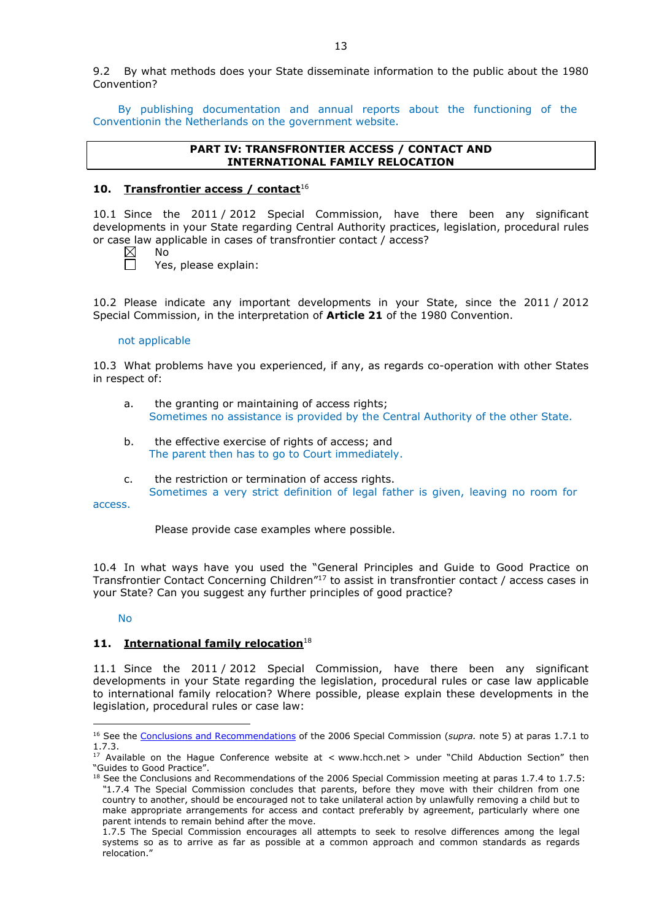9.2 By what methods does your State disseminate information to the public about the 1980 Convention?

By publishing documentation and annual reports about the functioning of the Conventionin the Netherlands on the government website.

| PART IV: TRANSFRONTIER ACCESS / CONTACT AND INTERNATIONAL FAMILY RELOCATION |
|---|

## 10. Transfrontier access / contact[16]

10.1 Since the 2011 / 2012 Special Commission, have there been any significant developments in your State regarding Central Authority practices, legislation, procedural rules or case law applicable in cases of transfrontier contact / access?

☒ No
☐ Yes, please explain:

10.2 Please indicate any important developments in your State, since the 2011 / 2012 Special Commission, in the interpretation of **Article 21** of the 1980 Convention.

not applicable

10.3 What problems have you experienced, if any, as regards co-operation with other States in respect of:

a. the granting or maintaining of access rights;
Sometimes no assistance is provided by the Central Authority of the other State.

b. the effective exercise of rights of access; and
The parent then has to go to Court immediately.

c. the restriction or termination of access rights.
Sometimes a very strict definition of legal father is given, leaving no room for access.

Please provide case examples where possible.

10.4 In what ways have you used the "General Principles and Guide to Good Practice on Transfrontier Contact Concerning Children"[17] to assist in transfrontier contact / access cases in your State? Can you suggest any further principles of good practice?

No

## 11. International family relocation[18]

11.1 Since the 2011 / 2012 Special Commission, have there been any significant developments in your State regarding the legislation, procedural rules or case law applicable to international family relocation? Where possible, please explain these developments in the legislation, procedural rules or case law:

---

[16] See the Conclusions and Recommendations of the 2006 Special Commission (*supra.* note 5) at paras 1.7.1 to 1.7.3.

[17] Available on the Hague Conference website at < www.hcch.net > under "Child Abduction Section" then "Guides to Good Practice".

[18] See the Conclusions and Recommendations of the 2006 Special Commission meeting at paras 1.7.4 to 1.7.5: "1.7.4 The Special Commission concludes that parents, before they move with their children from one country to another, should be encouraged not to take unilateral action by unlawfully removing a child but to make appropriate arrangements for access and contact preferably by agreement, particularly where one parent intends to remain behind after the move.
1.7.5 The Special Commission encourages all attempts to seek to resolve differences among the legal systems so as to arrive as far as possible at a common approach and common standards as regards relocation."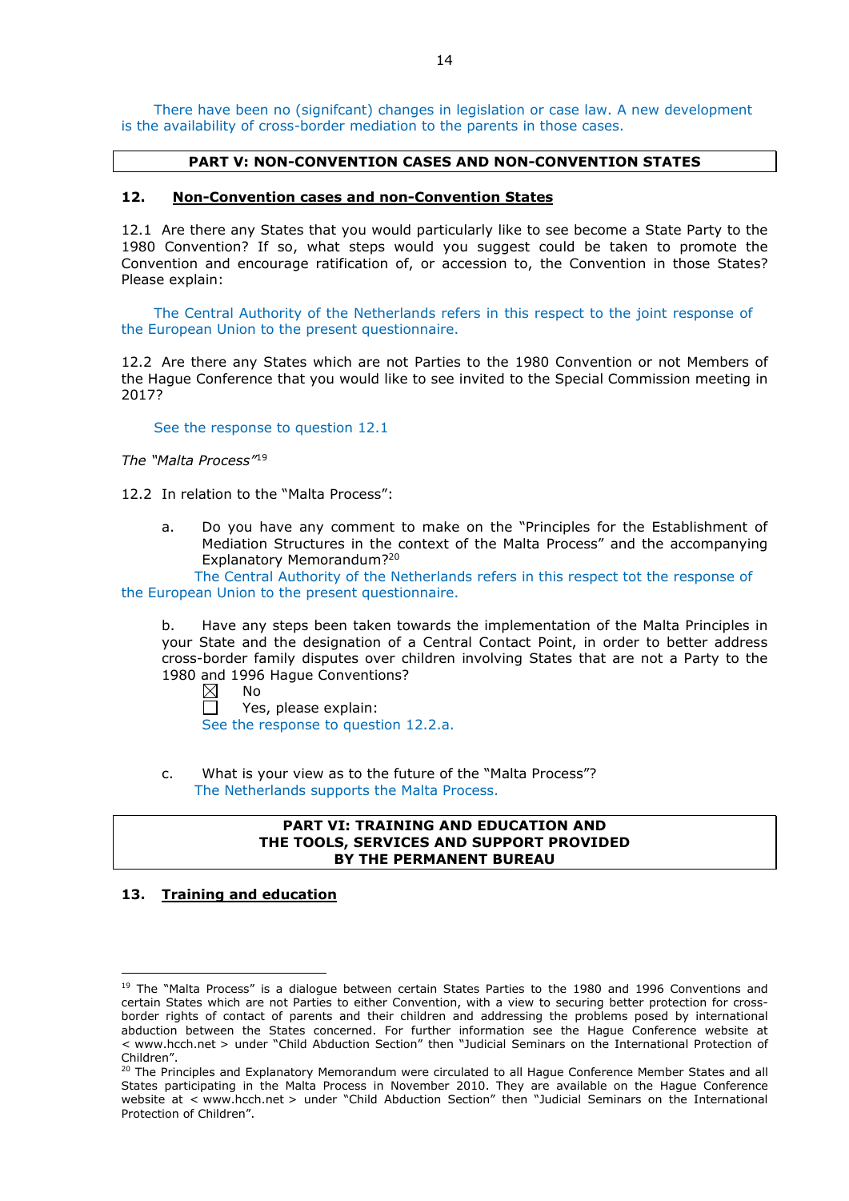There have been no (signifcant) changes in legislation or case law. A new development is the availability of cross-border mediation to the parents in those cases.

## PART V: NON-CONVENTION CASES AND NON-CONVENTION STATES

### 12. Non-Convention cases and non-Convention States

12.1 Are there any States that you would particularly like to see become a State Party to the 1980 Convention? If so, what steps would you suggest could be taken to promote the Convention and encourage ratification of, or accession to, the Convention in those States? Please explain:

The Central Authority of the Netherlands refers in this respect to the joint response of the European Union to the present questionnaire.

12.2 Are there any States which are not Parties to the 1980 Convention or not Members of the Hague Conference that you would like to see invited to the Special Commission meeting in 2017?

See the response to question 12.1

*The "Malta Process"*[19]

12.2 In relation to the "Malta Process":

a. Do you have any comment to make on the "Principles for the Establishment of Mediation Structures in the context of the Malta Process" and the accompanying Explanatory Memorandum?[20]

The Central Authority of the Netherlands refers in this respect tot the response of the European Union to the present questionnaire.

b. Have any steps been taken towards the implementation of the Malta Principles in your State and the designation of a Central Contact Point, in order to better address cross-border family disputes over children involving States that are not a Party to the 1980 and 1996 Hague Conventions?

☒ No

☐ Yes, please explain:

See the response to question 12.2.a.

c. What is your view as to the future of the "Malta Process"?

The Netherlands supports the Malta Process.

## PART VI: TRAINING AND EDUCATION AND THE TOOLS, SERVICES AND SUPPORT PROVIDED BY THE PERMANENT BUREAU

### 13. Training and education

[19] The "Malta Process" is a dialogue between certain States Parties to the 1980 and 1996 Conventions and certain States which are not Parties to either Convention, with a view to securing better protection for cross-border rights of contact of parents and their children and addressing the problems posed by international abduction between the States concerned. For further information see the Hague Conference website at < www.hcch.net > under "Child Abduction Section" then "Judicial Seminars on the International Protection of Children".

[20] The Principles and Explanatory Memorandum were circulated to all Hague Conference Member States and all States participating in the Malta Process in November 2010. They are available on the Hague Conference website at < www.hcch.net > under "Child Abduction Section" then "Judicial Seminars on the International Protection of Children".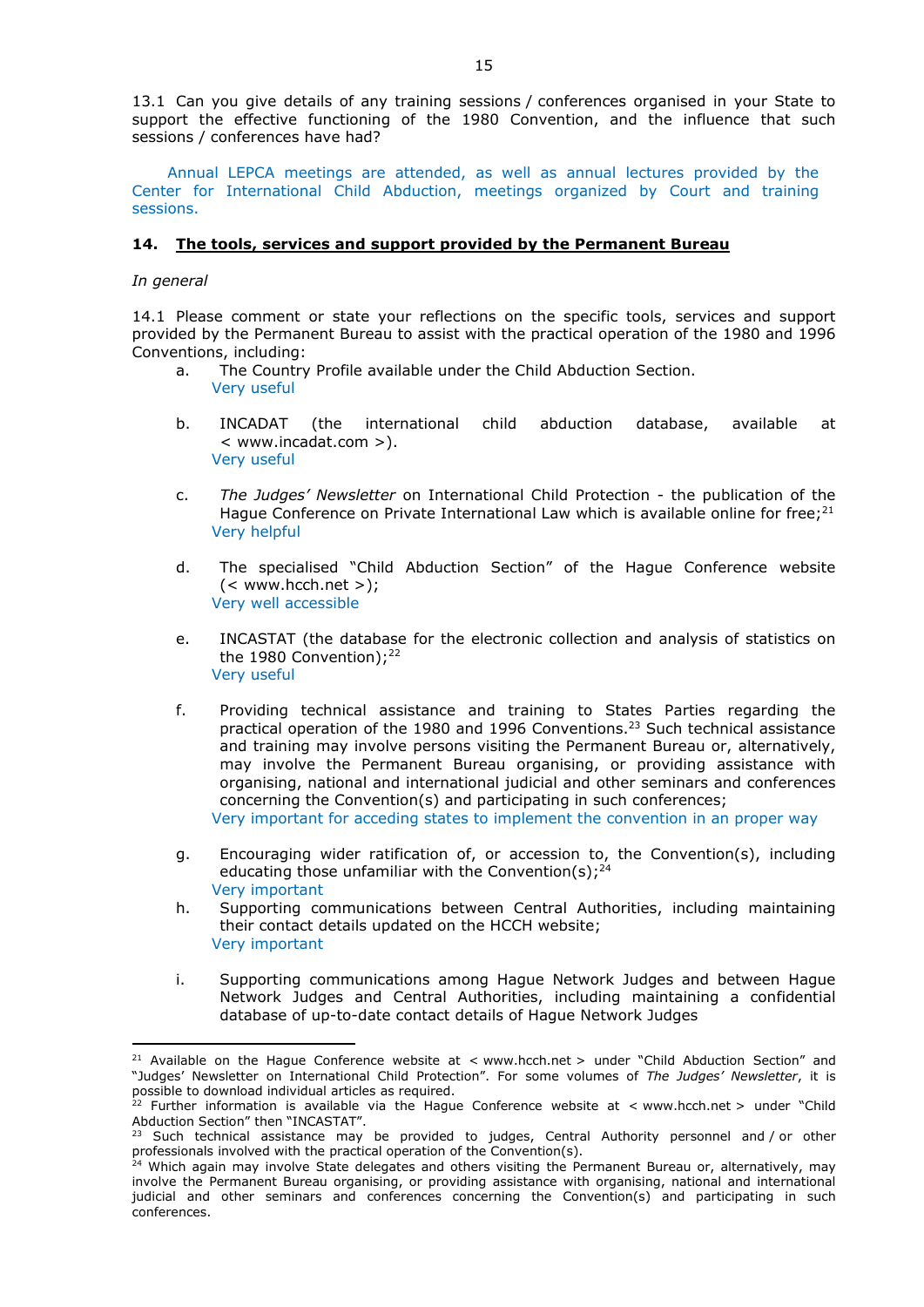13.1 Can you give details of any training sessions / conferences organised in your State to support the effective functioning of the 1980 Convention, and the influence that such sessions / conferences have had?

Annual LEPCA meetings are attended, as well as annual lectures provided by the Center for International Child Abduction, meetings organized by Court and training sessions.

## 14. The tools, services and support provided by the Permanent Bureau

*In general*

14.1 Please comment or state your reflections on the specific tools, services and support provided by the Permanent Bureau to assist with the practical operation of the 1980 and 1996 Conventions, including:

a. The Country Profile available under the Child Abduction Section.
Very useful

b. INCADAT (the international child abduction database, available at < www.incadat.com >).
Very useful

c. *The Judges' Newsletter* on International Child Protection - the publication of the Hague Conference on Private International Law which is available online for free;[21]
Very helpful

d. The specialised "Child Abduction Section" of the Hague Conference website (< www.hcch.net >);
Very well accessible

e. INCASTAT (the database for the electronic collection and analysis of statistics on the 1980 Convention);[22]
Very useful

f. Providing technical assistance and training to States Parties regarding the practical operation of the 1980 and 1996 Conventions.[23] Such technical assistance and training may involve persons visiting the Permanent Bureau or, alternatively, may involve the Permanent Bureau organising, or providing assistance with organising, national and international judicial and other seminars and conferences concerning the Convention(s) and participating in such conferences;
Very important for acceding states to implement the convention in an proper way

g. Encouraging wider ratification of, or accession to, the Convention(s), including educating those unfamiliar with the Convention(s);[24]
Very important

h. Supporting communications between Central Authorities, including maintaining their contact details updated on the HCCH website;
Very important

i. Supporting communications among Hague Network Judges and between Hague Network Judges and Central Authorities, including maintaining a confidential database of up-to-date contact details of Hague Network Judges

---

[21] Available on the Hague Conference website at < www.hcch.net > under "Child Abduction Section" and "Judges' Newsletter". For some volumes of *The Judges' Newsletter*, it is possible to download individual articles as required.

[22] Further information is available via the Hague Conference website at < www.hcch.net > under "Child Abduction Section" then "INCASTAT".

[23] Such technical assistance may be provided to judges, Central Authority personnel and / or other professionals involved with the practical operation of the Convention(s).

[24] Which again may involve State delegates and others visiting the Permanent Bureau or, alternatively, may involve the Permanent Bureau organising, or providing assistance with organising, national and international judicial and other seminars and conferences concerning the Convention(s) and participating in such conferences.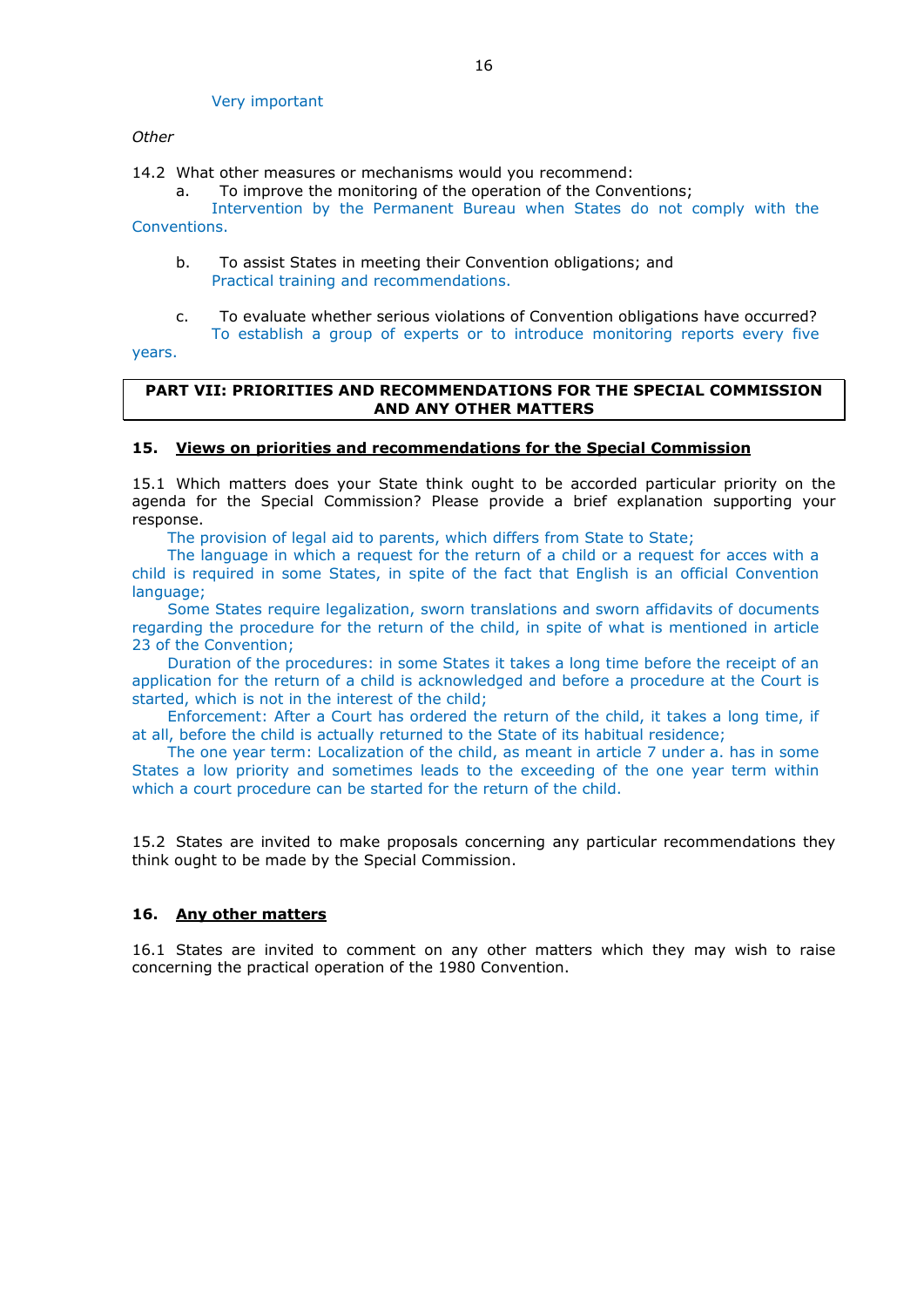Very important

*Other*

14.2 What other measures or mechanisms would you recommend:

a. To improve the monitoring of the operation of the Conventions;

Intervention by the Permanent Bureau when States do not comply with the Conventions.

b. To assist States in meeting their Convention obligations; and

Practical training and recommendations.

c. To evaluate whether serious violations of Convention obligations have occurred?

To establish a group of experts or to introduce monitoring reports every five years.

## PART VII: PRIORITIES AND RECOMMENDATIONS FOR THE SPECIAL COMMISSION AND ANY OTHER MATTERS

### 15. Views on priorities and recommendations for the Special Commission

15.1 Which matters does your State think ought to be accorded particular priority on the agenda for the Special Commission? Please provide a brief explanation supporting your response.

The provision of legal aid to parents, which differs from State to State;

The language in which a request for the return of a child or a request for acces with a child is required in some States, in spite of the fact that English is an official Convention language;

Some States require legalization, sworn translations and sworn affidavits of documents regarding the procedure for the return of the child, in spite of what is mentioned in article 23 of the Convention;

Duration of the procedures: in some States it takes a long time before the receipt of an application for the return of a child is acknowledged and before a procedure at the Court is started, which is not in the interest of the child;

Enforcement: After a Court has ordered the return of the child, it takes a long time, if at all, before the child is actually returned to the State of its habitual residence;

The one year term: Localization of the child, as meant in article 7 under a. has in some States a low priority and sometimes leads to the exceeding of the one year term within which a court procedure can be started for the return of the child.

15.2 States are invited to make proposals concerning any particular recommendations they think ought to be made by the Special Commission.

### 16. Any other matters

16.1 States are invited to comment on any other matters which they may wish to raise concerning the practical operation of the 1980 Convention.